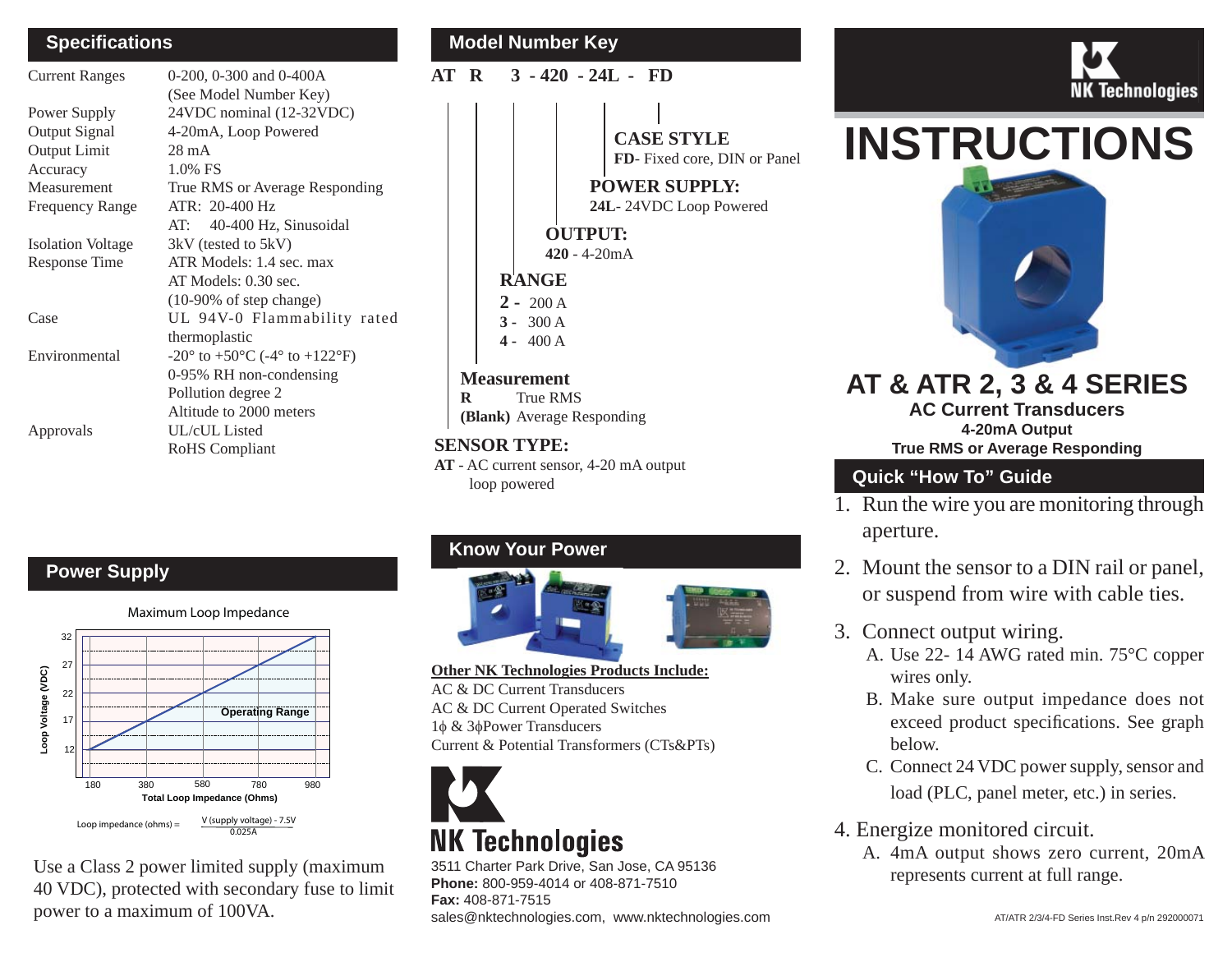## Specifications

| | |
|---|---|
| Current Ranges | 0-200, 0-300 and 0-400A (See Model Number Key) |
| Power Supply | 24VDC nominal (12-32VDC) |
| Output Signal | 4-20mA, Loop Powered |
| Output Limit | 28 mA |
| Accuracy | 1.0% FS |
| Measurement | True RMS or Average Responding |
| Frequency Range | ATR: 20-400 Hz<br>AT: 40-400 Hz, Sinusoidal |
| Isolation Voltage | 3kV (tested to 5kV) |
| Response Time | ATR Models: 1.4 sec. max<br>AT Models: 0.30 sec.<br>(10-90% of step change) |
| Case | UL 94V-0 Flammability rated thermoplastic |
| Environmental | -20° to +50°C (-4° to +122°F)<br>0-95% RH non-condensing<br>Pollution degree 2<br>Altitude to 2000 meters |
| Approvals | UL/cUL Listed<br>RoHS Compliant |

## Power Supply

Maximum Loop Impedance

Loop Voltage (VDC) vs. Total Loop Impedance (Ohms) — Operating Range

$$\text{Loop impedance (ohms)} = \frac{\text{V (supply voltage)} - 7.5\text{V}}{0.025\text{A}}$$

Use a Class 2 power limited supply (maximum 40 VDC), protected with secondary fuse to limit power to a maximum of 100VA.

## Model Number Key

**AT R 3 - 420 - 24L - FD**

**CASE STYLE**
**FD**- Fixed core, DIN or Panel

**POWER SUPPLY:**
**24L**- 24VDC Loop Powered

**OUTPUT:**
**420** - 4-20mA

**RANGE**
**2** - 200 A
**3** - 300 A
**4** - 400 A

**Measurement**
**R** True RMS
**(Blank)** Average Responding

**SENSOR TYPE:**
**AT** - AC current sensor, 4-20 mA output loop powered

## Know Your Power

**Other NK Technologies Products Include:**

AC & DC Current Transducers
AC & DC Current Operated Switches
1ϕ & 3ϕPower Transducers
Current & Potential Transformers (CTs&PTs)

**NK Technologies**

3511 Charter Park Drive, San Jose, CA 95136
**Phone:** 800-959-4014 or 408-871-7510
**Fax:** 408-871-7515
sales@nktechnologies.com, www.nktechnologies.com

NK Technologies

# INSTRUCTIONS

## AT & ATR 2, 3 & 4 SERIES

### AC Current Transducers

**4-20mA Output**

**True RMS or Average Responding**

## Quick "How To" Guide

1. Run the wire you are monitoring through aperture.
2. Mount the sensor to a DIN rail or panel, or suspend from wire with cable ties.
3. Connect output wiring.
   A. Use 22- 14 AWG rated min. 75°C copper wires only.
   B. Make sure output impedance does not exceed product specifications. See graph below.
   C. Connect 24 VDC power supply, sensor and load (PLC, panel meter, etc.) in series.
4. Energize monitored circuit.
   A. 4mA output shows zero current, 20mA represents current at full range.

AT/ATR 2/3/4-FD Series Inst.Rev 4 p/n 292000071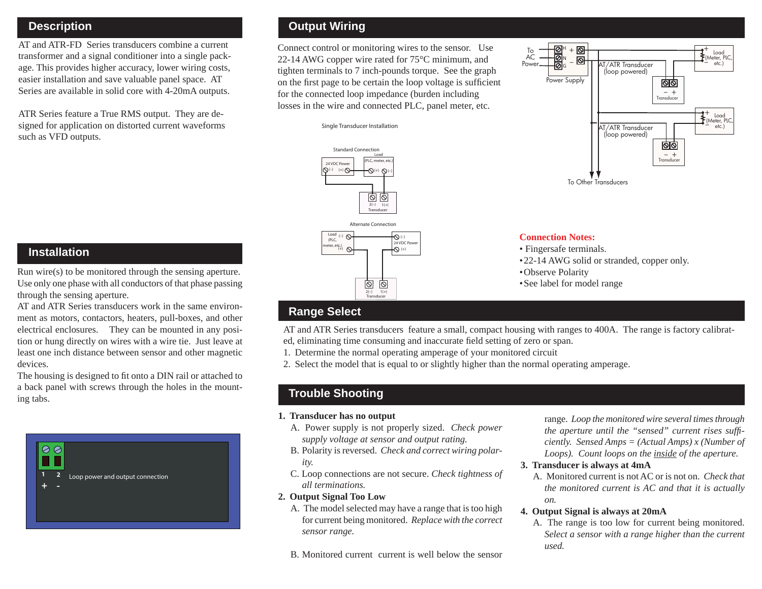## Description

AT and ATR-FD Series transducers combine a current transformer and a signal conditioner into a single package. This provides higher accuracy, lower wiring costs, easier installation and save valuable panel space. AT Series are available in solid core with 4-20mA outputs.

ATR Series feature a True RMS output. They are designed for application on distorted current waveforms such as VFD outputs.

## Installation

Run wire(s) to be monitored through the sensing aperture. Use only one phase with all conductors of that phase passing through the sensing aperture.

AT and ATR Series transducers work in the same environment as motors, contactors, heaters, pull-boxes, and other electrical enclosures. They can be mounted in any position or hung directly on wires with a wire tie. Just leave at least one inch distance between sensor and other magnetic devices.

The housing is designed to fit onto a DIN rail or attached to a back panel with screws through the holes in the mounting tabs.

1 2
\+ -
Loop power and output connection

## Output Wiring

Connect control or monitoring wires to the sensor. Use 22-14 AWG copper wire rated for 75°C minimum, and tighten terminals to 7 inch-pounds torque. See the graph on the first page to be certain the loop voltage is sufficient for the connected loop impedance (burden including losses in the wire and connected PLC, panel meter, etc.

Single Transducer Installation

Standard Connection
24 VDC Power (–) (+)
Load (PLC, meter, etc.) (+) (–)
2(–) 1(+) Transducer

Alternate Connection
Load (PLC, meter, etc.) (–) (+)
24 VDC Power (–) (+)
2(–) 1(+) Transducer

To AC Power
H N G + –
Power Supply
AT/ATR Transducer (loop powered)
Load (Meter, PLC, etc.) + –
– + Transducer
AT/ATR Transducer (loop powered)
Load (Meter, PLC, etc.) + –
– + Transducer
To Other Transducers

**Connection Notes:**

- Fingersafe terminals.
- 22-14 AWG solid or stranded, copper only.
- Observe Polarity
- See label for model range

## Range Select

AT and ATR Series transducers feature a small, compact housing with ranges to 400A. The range is factory calibrated, eliminating time consuming and inaccurate field setting of zero or span.

1. Determine the normal operating amperage of your monitored circuit
2. Select the model that is equal to or slightly higher than the normal operating amperage.

## Trouble Shooting

**1. Transducer has no output**

A. Power supply is not properly sized. *Check power supply voltage at sensor and output rating.*

B. Polarity is reversed. *Check and correct wiring polarity.*

C. Loop connections are not secure. *Check tightness of all terminations.*

**2. Output Signal Too Low**

A. The model selected may have a range that is too high for current being monitored. *Replace with the correct sensor range.*

B. Monitored current current is well below the sensor range. *Loop the monitored wire several times through the aperture until the "sensed" current rises sufficiently. Sensed Amps = (Actual Amps) x (Number of Loops). Count loops on the inside of the aperture.*

**3. Transducer is always at 4mA**

A. Monitored current is not AC or is not on. *Check that the monitored current is AC and that it is actually on.*

**4. Output Signal is always at 20mA**

A. The range is too low for current being monitored. *Select a sensor with a range higher than the current used.*